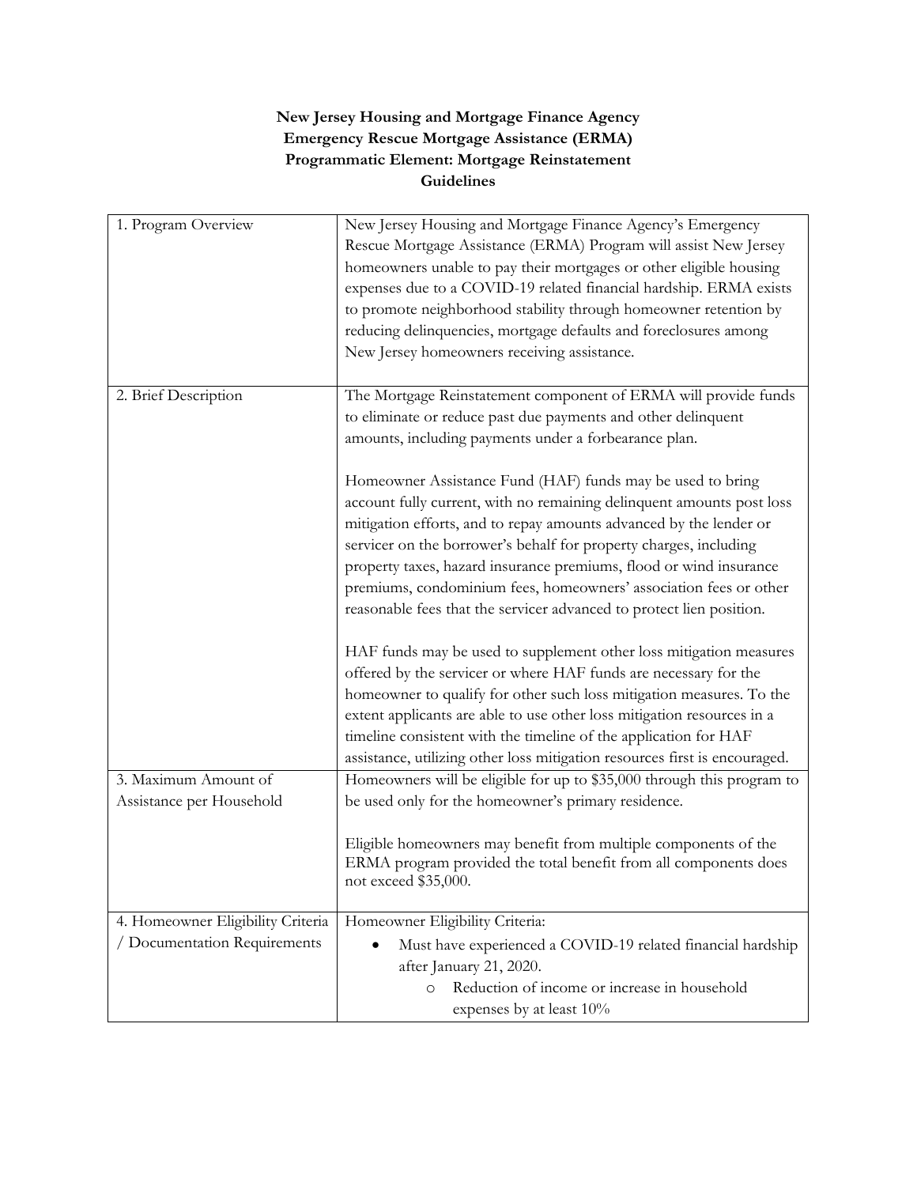**New Jersey Housing and Mortgage Finance Agency**
**Emergency Rescue Mortgage Assistance (ERMA)**
**Programmatic Element: Mortgage Reinstatement**
**Guidelines**

| | |
|---|---|
| 1. Program Overview | New Jersey Housing and Mortgage Finance Agency's Emergency Rescue Mortgage Assistance (ERMA) Program will assist New Jersey homeowners unable to pay their mortgages or other eligible housing expenses due to a COVID-19 related financial hardship. ERMA exists to promote neighborhood stability through homeowner retention by reducing delinquencies, mortgage defaults and foreclosures among New Jersey homeowners receiving assistance. |
| 2. Brief Description | The Mortgage Reinstatement component of ERMA will provide funds to eliminate or reduce past due payments and other delinquent amounts, including payments under a forbearance plan.<br><br>Homeowner Assistance Fund (HAF) funds may be used to bring account fully current, with no remaining delinquent amounts post loss mitigation efforts, and to repay amounts advanced by the lender or servicer on the borrower's behalf for property charges, including property taxes, hazard insurance premiums, flood or wind insurance premiums, condominium fees, homeowners' association fees or other reasonable fees that the servicer advanced to protect lien position.<br><br>HAF funds may be used to supplement other loss mitigation measures offered by the servicer or where HAF funds are necessary for the homeowner to qualify for other such loss mitigation measures. To the extent applicants are able to use other loss mitigation resources in a timeline consistent with the timeline of the application for HAF assistance, utilizing other loss mitigation resources first is encouraged. |
| 3. Maximum Amount of Assistance per Household | Homeowners will be eligible for up to $35,000 through this program to be used only for the homeowner's primary residence.<br><br>Eligible homeowners may benefit from multiple components of the ERMA program provided the total benefit from all components does not exceed $35,000. |
| 4. Homeowner Eligibility Criteria / Documentation Requirements | Homeowner Eligibility Criteria:<br>• Must have experienced a COVID-19 related financial hardship after January 21, 2020.<br>  ○ Reduction of income or increase in household expenses by at least 10% |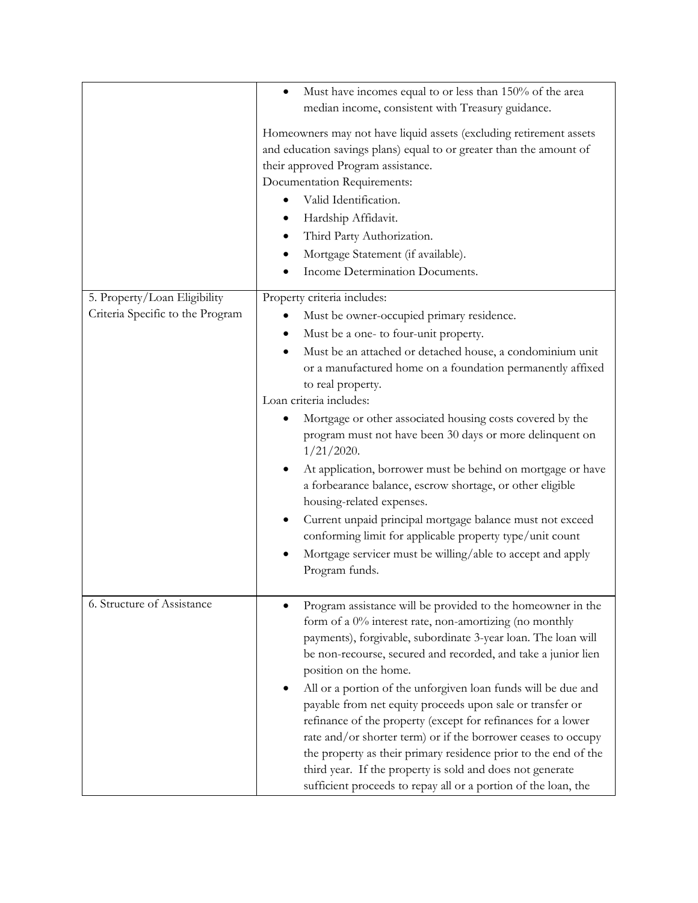| | |
|---|---|
| | • Must have incomes equal to or less than 150% of the area median income, consistent with Treasury guidance.<br><br>Homeowners may not have liquid assets (excluding retirement assets and education savings plans) equal to or greater than the amount of their approved Program assistance.<br>Documentation Requirements:<br>• Valid Identification.<br>• Hardship Affidavit.<br>• Third Party Authorization.<br>• Mortgage Statement (if available).<br>• Income Determination Documents. |
| 5. Property/Loan Eligibility Criteria Specific to the Program | Property criteria includes:<br>• Must be owner-occupied primary residence.<br>• Must be a one- to four-unit property.<br>• Must be an attached or detached house, a condominium unit or a manufactured home on a foundation permanently affixed to real property.<br>Loan criteria includes:<br>• Mortgage or other associated housing costs covered by the program must not have been 30 days or more delinquent on 1/21/2020.<br>• At application, borrower must be behind on mortgage or have a forbearance balance, escrow shortage, or other eligible housing-related expenses.<br>• Current unpaid principal mortgage balance must not exceed conforming limit for applicable property type/unit count<br>• Mortgage servicer must be willing/able to accept and apply Program funds. |
| 6. Structure of Assistance | • Program assistance will be provided to the homeowner in the form of a 0% interest rate, non-amortizing (no monthly payments), forgivable, subordinate 3-year loan. The loan will be non-recourse, secured and recorded, and take a junior lien position on the home.<br>• All or a portion of the unforgiven loan funds will be due and payable from net equity proceeds upon sale or transfer or refinance of the property (except for refinances for a lower rate and/or shorter term) or if the borrower ceases to occupy the property as their primary residence prior to the end of the third year. If the property is sold and does not generate sufficient proceeds to repay all or a portion of the loan, the |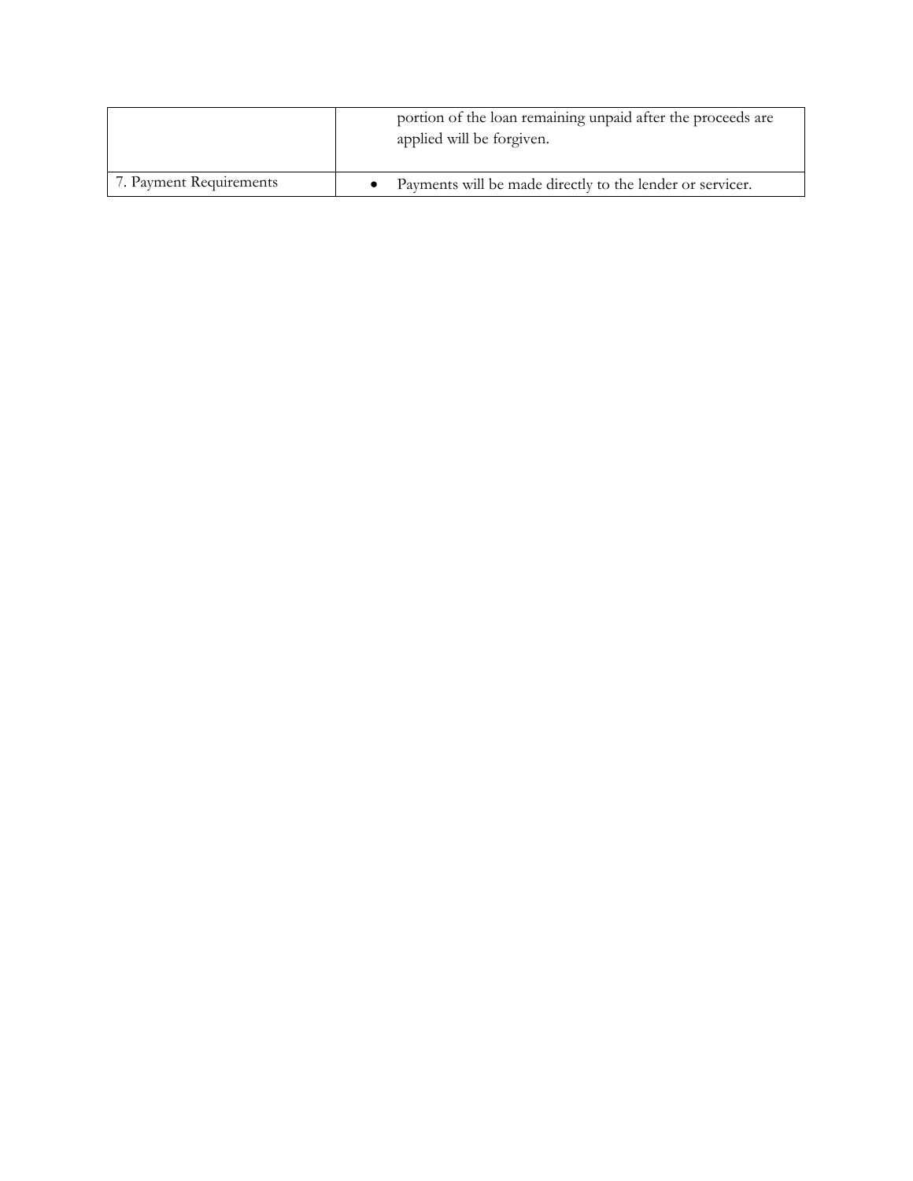| | |
|---|---|
| | portion of the loan remaining unpaid after the proceeds are applied will be forgiven. |
| 7. Payment Requirements | • Payments will be made directly to the lender or servicer. |